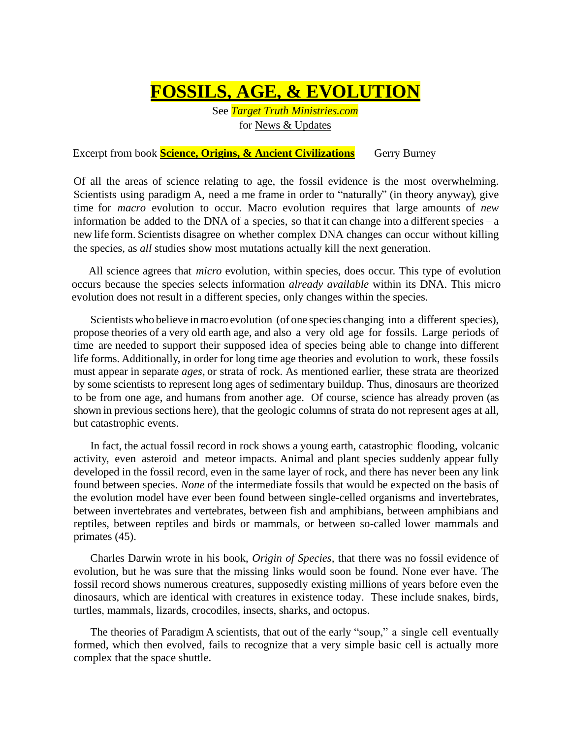# FOSSILS, AGE, & EVOLUTION

See *Target Truth Ministries.com*
for News & Updates

Excerpt from book **Science, Origins, & Ancient Civilizations** Gerry Burney

Of all the areas of science relating to age, the fossil evidence is the most overwhelming. Scientists using paradigm A, need a me frame in order to "naturally" (in theory anyway), give time for *macro* evolution to occur. Macro evolution requires that large amounts of *new* information be added to the DNA of a species, so that it can change into a different species – a new life form. Scientists disagree on whether complex DNA changes can occur without killing the species, as *all* studies show most mutations actually kill the next generation.

All science agrees that *micro* evolution, within species, does occur. This type of evolution occurs because the species selects information *already available* within its DNA. This micro evolution does not result in a different species, only changes within the species.

Scientists who believe in macro evolution (of one species changing into a different species), propose theories of a very old earth age, and also a very old age for fossils. Large periods of time are needed to support their supposed idea of species being able to change into different life forms. Additionally, in order for long time age theories and evolution to work, these fossils must appear in separate *ages*, or strata of rock. As mentioned earlier, these strata are theorized by some scientists to represent long ages of sedimentary buildup. Thus, dinosaurs are theorized to be from one age, and humans from another age. Of course, science has already proven (as shown in previous sections here), that the geologic columns of strata do not represent ages at all, but catastrophic events.

In fact, the actual fossil record in rock shows a young earth, catastrophic flooding, volcanic activity, even asteroid and meteor impacts. Animal and plant species suddenly appear fully developed in the fossil record, even in the same layer of rock, and there has never been any link found between species. *None* of the intermediate fossils that would be expected on the basis of the evolution model have ever been found between single-celled organisms and invertebrates, between invertebrates and vertebrates, between fish and amphibians, between amphibians and reptiles, between reptiles and birds or mammals, or between so-called lower mammals and primates (45).

Charles Darwin wrote in his book, *Origin of Species*, that there was no fossil evidence of evolution, but he was sure that the missing links would soon be found. None ever have. The fossil record shows numerous creatures, supposedly existing millions of years before even the dinosaurs, which are identical with creatures in existence today. These include snakes, birds, turtles, mammals, lizards, crocodiles, insects, sharks, and octopus.

The theories of Paradigm A scientists, that out of the early "soup," a single cell eventually formed, which then evolved, fails to recognize that a very simple basic cell is actually more complex that the space shuttle.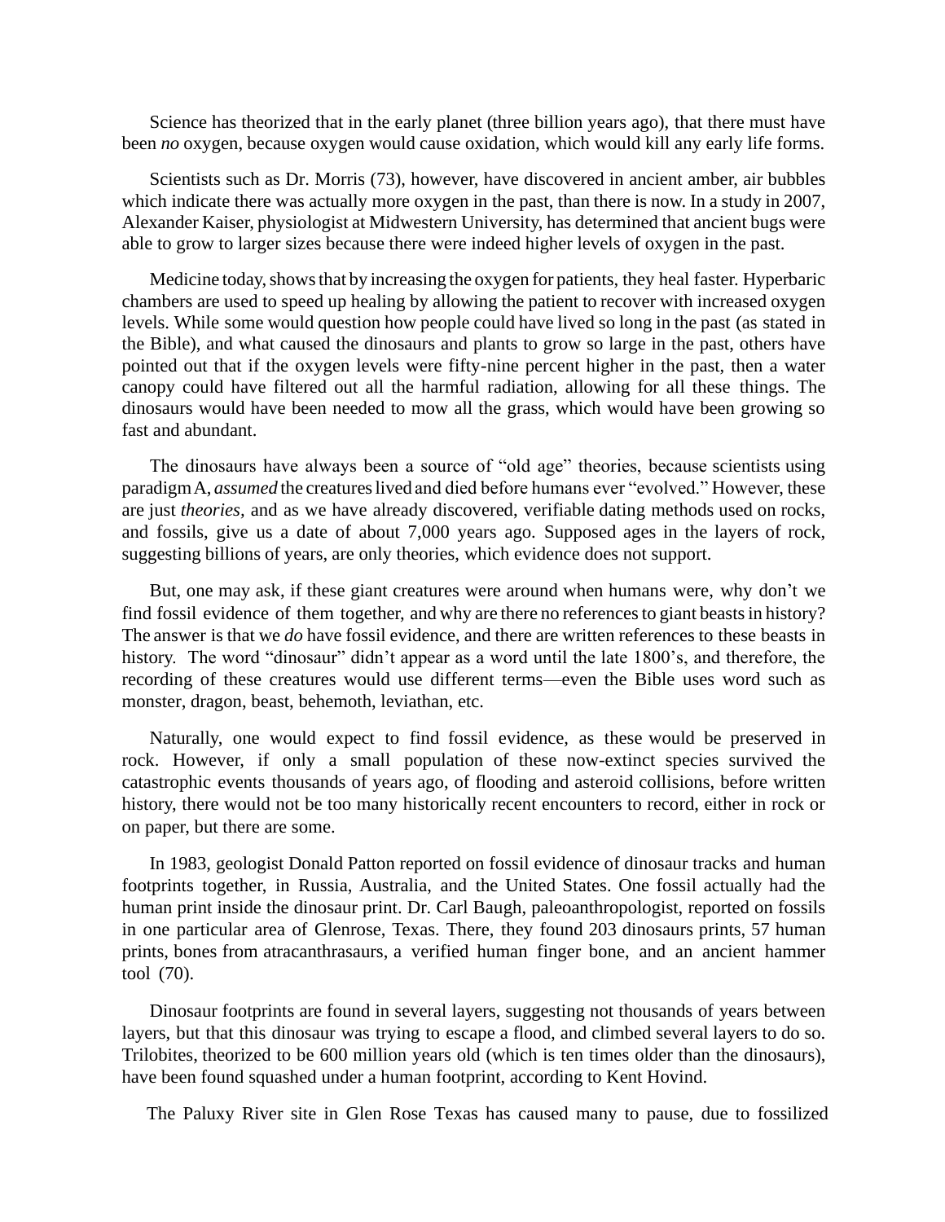Science has theorized that in the early planet (three billion years ago), that there must have been *no* oxygen, because oxygen would cause oxidation, which would kill any early life forms.

Scientists such as Dr. Morris (73), however, have discovered in ancient amber, air bubbles which indicate there was actually more oxygen in the past, than there is now. In a study in 2007, Alexander Kaiser, physiologist at Midwestern University, has determined that ancient bugs were able to grow to larger sizes because there were indeed higher levels of oxygen in the past.

Medicine today, shows that by increasing the oxygen for patients, they heal faster. Hyperbaric chambers are used to speed up healing by allowing the patient to recover with increased oxygen levels. While some would question how people could have lived so long in the past (as stated in the Bible), and what caused the dinosaurs and plants to grow so large in the past, others have pointed out that if the oxygen levels were fifty-nine percent higher in the past, then a water canopy could have filtered out all the harmful radiation, allowing for all these things. The dinosaurs would have been needed to mow all the grass, which would have been growing so fast and abundant.

The dinosaurs have always been a source of "old age" theories, because scientists using paradigm A, *assumed* the creatures lived and died before humans ever "evolved." However, these are just *theories,* and as we have already discovered, verifiable dating methods used on rocks, and fossils, give us a date of about 7,000 years ago. Supposed ages in the layers of rock, suggesting billions of years, are only theories, which evidence does not support.

But, one may ask, if these giant creatures were around when humans were, why don't we find fossil evidence of them together, and why are there no references to giant beasts in history? The answer is that we *do* have fossil evidence, and there are written references to these beasts in history. The word "dinosaur" didn't appear as a word until the late 1800's, and therefore, the recording of these creatures would use different terms—even the Bible uses word such as monster, dragon, beast, behemoth, leviathan, etc.

Naturally, one would expect to find fossil evidence, as these would be preserved in rock. However, if only a small population of these now-extinct species survived the catastrophic events thousands of years ago, of flooding and asteroid collisions, before written history, there would not be too many historically recent encounters to record, either in rock or on paper, but there are some.

In 1983, geologist Donald Patton reported on fossil evidence of dinosaur tracks and human footprints together, in Russia, Australia, and the United States. One fossil actually had the human print inside the dinosaur print. Dr. Carl Baugh, paleoanthropologist, reported on fossils in one particular area of Glenrose, Texas. There, they found 203 dinosaurs prints, 57 human prints, bones from atracanthrasaurs, a verified human finger bone, and an ancient hammer tool (70).

Dinosaur footprints are found in several layers, suggesting not thousands of years between layers, but that this dinosaur was trying to escape a flood, and climbed several layers to do so. Trilobites, theorized to be 600 million years old (which is ten times older than the dinosaurs), have been found squashed under a human footprint, according to Kent Hovind.

The Paluxy River site in Glen Rose Texas has caused many to pause, due to fossilized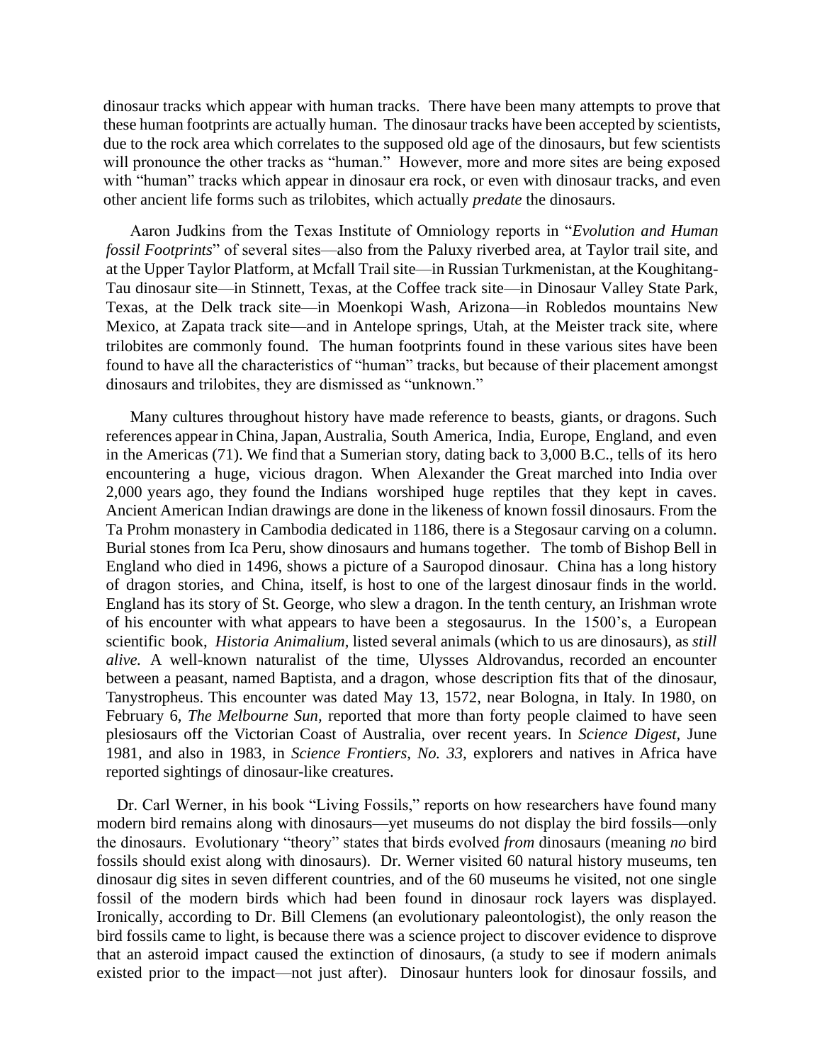dinosaur tracks which appear with human tracks. There have been many attempts to prove that these human footprints are actually human. The dinosaur tracks have been accepted by scientists, due to the rock area which correlates to the supposed old age of the dinosaurs, but few scientists will pronounce the other tracks as "human." However, more and more sites are being exposed with "human" tracks which appear in dinosaur era rock, or even with dinosaur tracks, and even other ancient life forms such as trilobites, which actually *predate* the dinosaurs.

Aaron Judkins from the Texas Institute of Omniology reports in "*Evolution and Human fossil Footprints*" of several sites—also from the Paluxy riverbed area, at Taylor trail site, and at the Upper Taylor Platform, at Mcfall Trail site—in Russian Turkmenistan, at the Koughitang-Tau dinosaur site—in Stinnett, Texas, at the Coffee track site—in Dinosaur Valley State Park, Texas, at the Delk track site—in Moenkopi Wash, Arizona—in Robledos mountains New Mexico, at Zapata track site—and in Antelope springs, Utah, at the Meister track site, where trilobites are commonly found. The human footprints found in these various sites have been found to have all the characteristics of "human" tracks, but because of their placement amongst dinosaurs and trilobites, they are dismissed as "unknown."

Many cultures throughout history have made reference to beasts, giants, or dragons. Such references appear in China, Japan, Australia, South America, India, Europe, England, and even in the Americas (71). We find that a Sumerian story, dating back to 3,000 B.C., tells of its hero encountering a huge, vicious dragon. When Alexander the Great marched into India over 2,000 years ago, they found the Indians worshiped huge reptiles that they kept in caves. Ancient American Indian drawings are done in the likeness of known fossil dinosaurs. From the Ta Prohm monastery in Cambodia dedicated in 1186, there is a Stegosaur carving on a column. Burial stones from Ica Peru, show dinosaurs and humans together. The tomb of Bishop Bell in England who died in 1496, shows a picture of a Sauropod dinosaur. China has a long history of dragon stories, and China, itself, is host to one of the largest dinosaur finds in the world. England has its story of St. George, who slew a dragon. In the tenth century, an Irishman wrote of his encounter with what appears to have been a stegosaurus. In the 1500's, a European scientific book, *Historia Animalium,* listed several animals (which to us are dinosaurs), as *still alive.* A well-known naturalist of the time, Ulysses Aldrovandus, recorded an encounter between a peasant, named Baptista, and a dragon, whose description fits that of the dinosaur, Tanystropheus. This encounter was dated May 13, 1572, near Bologna, in Italy. In 1980, on February 6, *The Melbourne Sun,* reported that more than forty people claimed to have seen plesiosaurs off the Victorian Coast of Australia, over recent years. In *Science Digest,* June 1981, and also in 1983, in *Science Frontiers, No. 33,* explorers and natives in Africa have reported sightings of dinosaur-like creatures.

Dr. Carl Werner, in his book "Living Fossils," reports on how researchers have found many modern bird remains along with dinosaurs—yet museums do not display the bird fossils—only the dinosaurs. Evolutionary "theory" states that birds evolved *from* dinosaurs (meaning *no* bird fossils should exist along with dinosaurs). Dr. Werner visited 60 natural history museums, ten dinosaur dig sites in seven different countries, and of the 60 museums he visited, not one single fossil of the modern birds which had been found in dinosaur rock layers was displayed. Ironically, according to Dr. Bill Clemens (an evolutionary paleontologist), the only reason the bird fossils came to light, is because there was a science project to discover evidence to disprove that an asteroid impact caused the extinction of dinosaurs, (a study to see if modern animals existed prior to the impact—not just after). Dinosaur hunters look for dinosaur fossils, and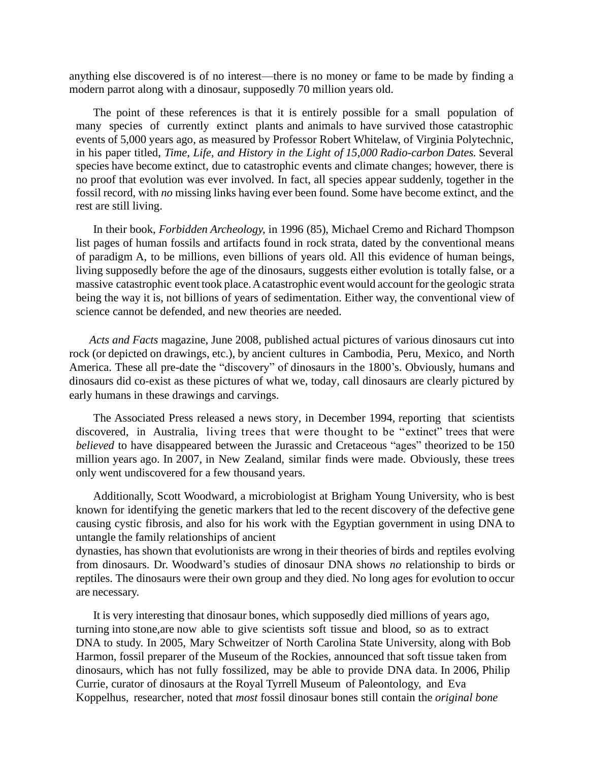anything else discovered is of no interest—there is no money or fame to be made by finding a modern parrot along with a dinosaur, supposedly 70 million years old.

The point of these references is that it is entirely possible for a small population of many species of currently extinct plants and animals to have survived those catastrophic events of 5,000 years ago, as measured by Professor Robert Whitelaw, of Virginia Polytechnic, in his paper titled, *Time, Life, and History in the Light of 15,000 Radio-carbon Dates.* Several species have become extinct, due to catastrophic events and climate changes; however, there is no proof that evolution was ever involved. In fact, all species appear suddenly, together in the fossil record, with *no* missing links having ever been found. Some have become extinct, and the rest are still living.

In their book, *Forbidden Archeology,* in 1996 (85), Michael Cremo and Richard Thompson list pages of human fossils and artifacts found in rock strata, dated by the conventional means of paradigm A, to be millions, even billions of years old. All this evidence of human beings, living supposedly before the age of the dinosaurs, suggests either evolution is totally false, or a massive catastrophic event took place. A catastrophic event would account for the geologic strata being the way it is, not billions of years of sedimentation. Either way, the conventional view of science cannot be defended, and new theories are needed.

*Acts and Facts* magazine, June 2008, published actual pictures of various dinosaurs cut into rock (or depicted on drawings, etc.), by ancient cultures in Cambodia, Peru, Mexico, and North America. These all pre-date the "discovery" of dinosaurs in the 1800's. Obviously, humans and dinosaurs did co-exist as these pictures of what we, today, call dinosaurs are clearly pictured by early humans in these drawings and carvings.

The Associated Press released a news story, in December 1994, reporting that scientists discovered, in Australia, living trees that were thought to be "extinct" trees that were *believed* to have disappeared between the Jurassic and Cretaceous "ages" theorized to be 150 million years ago. In 2007, in New Zealand, similar finds were made. Obviously, these trees only went undiscovered for a few thousand years.

Additionally, Scott Woodward, a microbiologist at Brigham Young University, who is best known for identifying the genetic markers that led to the recent discovery of the defective gene causing cystic fibrosis, and also for his work with the Egyptian government in using DNA to untangle the family relationships of ancient dynasties, has shown that evolutionists are wrong in their theories of birds and reptiles evolving from dinosaurs. Dr. Woodward's studies of dinosaur DNA shows *no* relationship to birds or reptiles. The dinosaurs were their own group and they died. No long ages for evolution to occur are necessary.

It is very interesting that dinosaur bones, which supposedly died millions of years ago, turning into stone,are now able to give scientists soft tissue and blood, so as to extract DNA to study. In 2005, Mary Schweitzer of North Carolina State University, along with Bob Harmon, fossil preparer of the Museum of the Rockies, announced that soft tissue taken from dinosaurs, which has not fully fossilized, may be able to provide DNA data. In 2006, Philip Currie, curator of dinosaurs at the Royal Tyrrell Museum of Paleontology, and Eva Koppelhus, researcher, noted that *most* fossil dinosaur bones still contain the *original bone*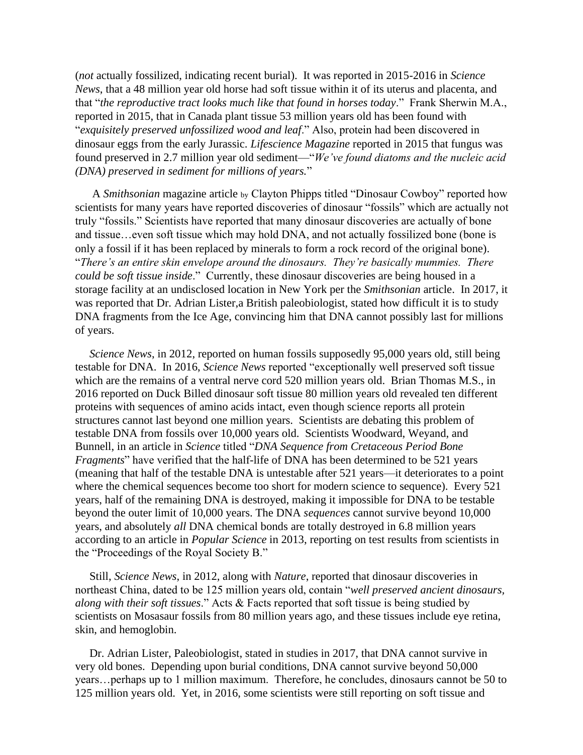(*not* actually fossilized, indicating recent burial). It was reported in 2015-2016 in *Science News*, that a 48 million year old horse had soft tissue within it of its uterus and placenta, and that "*the reproductive tract looks much like that found in horses today*." Frank Sherwin M.A., reported in 2015, that in Canada plant tissue 53 million years old has been found with "*exquisitely preserved unfossilized wood and leaf*." Also, protein had been discovered in dinosaur eggs from the early Jurassic. *Lifescience Magazine* reported in 2015 that fungus was found preserved in 2.7 million year old sediment—"*We've found diatoms and the nucleic acid (DNA) preserved in sediment for millions of years.*"

A *Smithsonian* magazine article by Clayton Phipps titled "Dinosaur Cowboy" reported how scientists for many years have reported discoveries of dinosaur "fossils" which are actually not truly "fossils." Scientists have reported that many dinosaur discoveries are actually of bone and tissue…even soft tissue which may hold DNA, and not actually fossilized bone (bone is only a fossil if it has been replaced by minerals to form a rock record of the original bone). "*There's an entire skin envelope around the dinosaurs. They're basically mummies. There could be soft tissue inside*." Currently, these dinosaur discoveries are being housed in a storage facility at an undisclosed location in New York per the *Smithsonian* article. In 2017, it was reported that Dr. Adrian Lister,a British paleobiologist, stated how difficult it is to study DNA fragments from the Ice Age, convincing him that DNA cannot possibly last for millions of years.

*Science News*, in 2012, reported on human fossils supposedly 95,000 years old, still being testable for DNA. In 2016, *Science News* reported "exceptionally well preserved soft tissue which are the remains of a ventral nerve cord 520 million years old. Brian Thomas M.S., in 2016 reported on Duck Billed dinosaur soft tissue 80 million years old revealed ten different proteins with sequences of amino acids intact, even though science reports all protein structures cannot last beyond one million years. Scientists are debating this problem of testable DNA from fossils over 10,000 years old. Scientists Woodward, Weyand, and Bunnell, in an article in *Science* titled "*DNA Sequence from Cretaceous Period Bone Fragments*" have verified that the half-life of DNA has been determined to be 521 years (meaning that half of the testable DNA is untestable after 521 years—it deteriorates to a point where the chemical sequences become too short for modern science to sequence). Every 521 years, half of the remaining DNA is destroyed, making it impossible for DNA to be testable beyond the outer limit of 10,000 years. The DNA *sequences* cannot survive beyond 10,000 years, and absolutely *all* DNA chemical bonds are totally destroyed in 6.8 million years according to an article in *Popular Science* in 2013, reporting on test results from scientists in the "Proceedings of the Royal Society B."

Still, *Science News*, in 2012, along with *Nature*, reported that dinosaur discoveries in northeast China, dated to be 125 million years old, contain "*well preserved ancient dinosaurs, along with their soft tissues*." Acts & Facts reported that soft tissue is being studied by scientists on Mosasaur fossils from 80 million years ago, and these tissues include eye retina, skin, and hemoglobin.

Dr. Adrian Lister, Paleobiologist, stated in studies in 2017, that DNA cannot survive in very old bones. Depending upon burial conditions, DNA cannot survive beyond 50,000 years…perhaps up to 1 million maximum. Therefore, he concludes, dinosaurs cannot be 50 to 125 million years old. Yet, in 2016, some scientists were still reporting on soft tissue and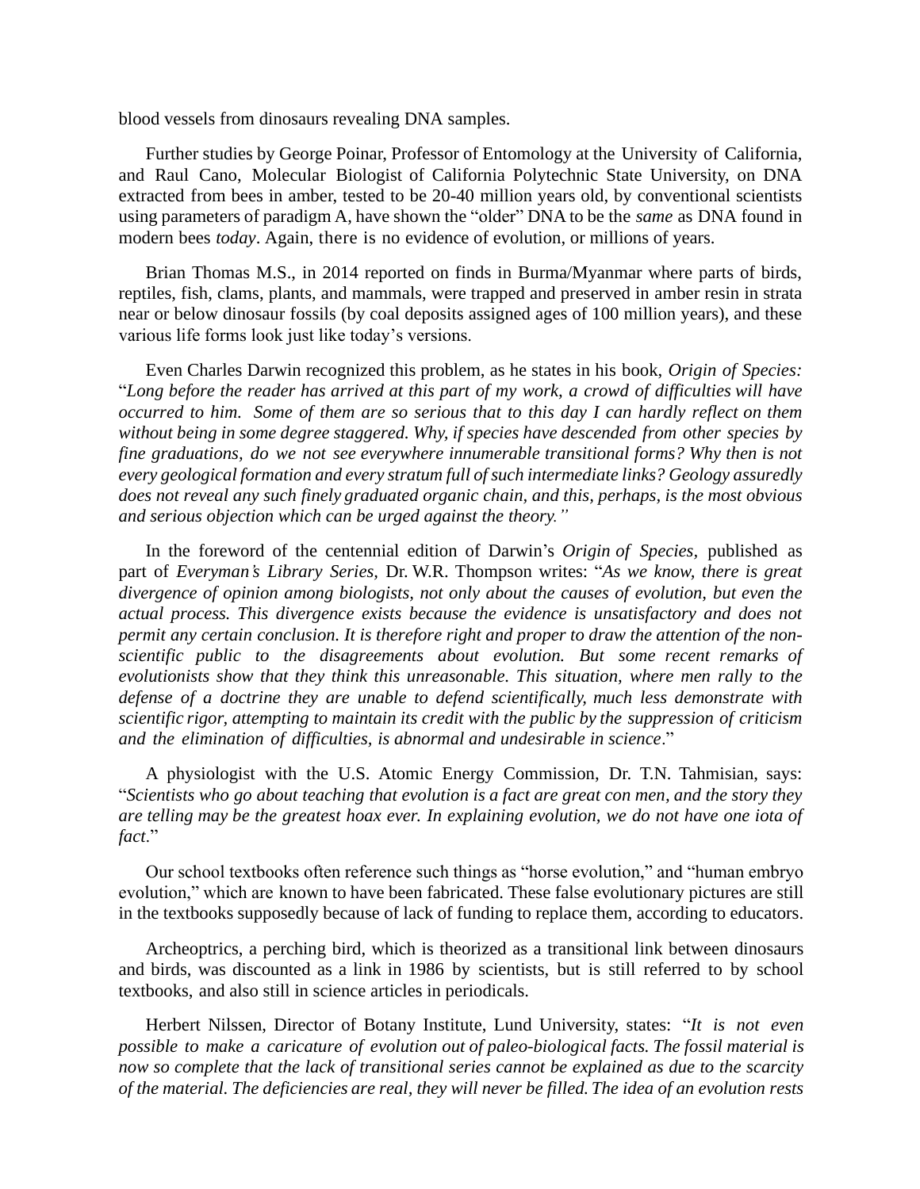blood vessels from dinosaurs revealing DNA samples.

Further studies by George Poinar, Professor of Entomology at the University of California, and Raul Cano, Molecular Biologist of California Polytechnic State University, on DNA extracted from bees in amber, tested to be 20-40 million years old, by conventional scientists using parameters of paradigm A, have shown the "older" DNA to be the *same* as DNA found in modern bees *today*. Again, there is no evidence of evolution, or millions of years.

Brian Thomas M.S., in 2014 reported on finds in Burma/Myanmar where parts of birds, reptiles, fish, clams, plants, and mammals, were trapped and preserved in amber resin in strata near or below dinosaur fossils (by coal deposits assigned ages of 100 million years), and these various life forms look just like today's versions.

Even Charles Darwin recognized this problem, as he states in his book, *Origin of Species:* "*Long before the reader has arrived at this part of my work, a crowd of difficulties will have occurred to him. Some of them are so serious that to this day I can hardly reflect on them without being in some degree staggered. Why, if species have descended from other species by fine graduations, do we not see everywhere innumerable transitional forms? Why then is not every geological formation and every stratum full of such intermediate links? Geology assuredly does not reveal any such finely graduated organic chain, and this, perhaps, is the most obvious and serious objection which can be urged against the theory.*"

In the foreword of the centennial edition of Darwin's *Origin of Species*, published as part of *Everyman's Library Series*, Dr. W.R. Thompson writes: "*As we know, there is great divergence of opinion among biologists, not only about the causes of evolution, but even the actual process. This divergence exists because the evidence is unsatisfactory and does not permit any certain conclusion. It is therefore right and proper to draw the attention of the non-scientific public to the disagreements about evolution. But some recent remarks of evolutionists show that they think this unreasonable. This situation, where men rally to the defense of a doctrine they are unable to defend scientifically, much less demonstrate with scientific rigor, attempting to maintain its credit with the public by the suppression of criticism and the elimination of difficulties, is abnormal and undesirable in science*."

A physiologist with the U.S. Atomic Energy Commission, Dr. T.N. Tahmisian, says: "*Scientists who go about teaching that evolution is a fact are great con men, and the story they are telling may be the greatest hoax ever. In explaining evolution, we do not have one iota of fact*."

Our school textbooks often reference such things as "horse evolution," and "human embryo evolution," which are known to have been fabricated. These false evolutionary pictures are still in the textbooks supposedly because of lack of funding to replace them, according to educators.

Archeoptrics, a perching bird, which is theorized as a transitional link between dinosaurs and birds, was discounted as a link in 1986 by scientists, but is still referred to by school textbooks, and also still in science articles in periodicals.

Herbert Nilssen, Director of Botany Institute, Lund University, states: "*It is not even possible to make a caricature of evolution out of paleo-biological facts. The fossil material is now so complete that the lack of transitional series cannot be explained as due to the scarcity of the material. The deficiencies are real, they will never be filled. The idea of an evolution rests*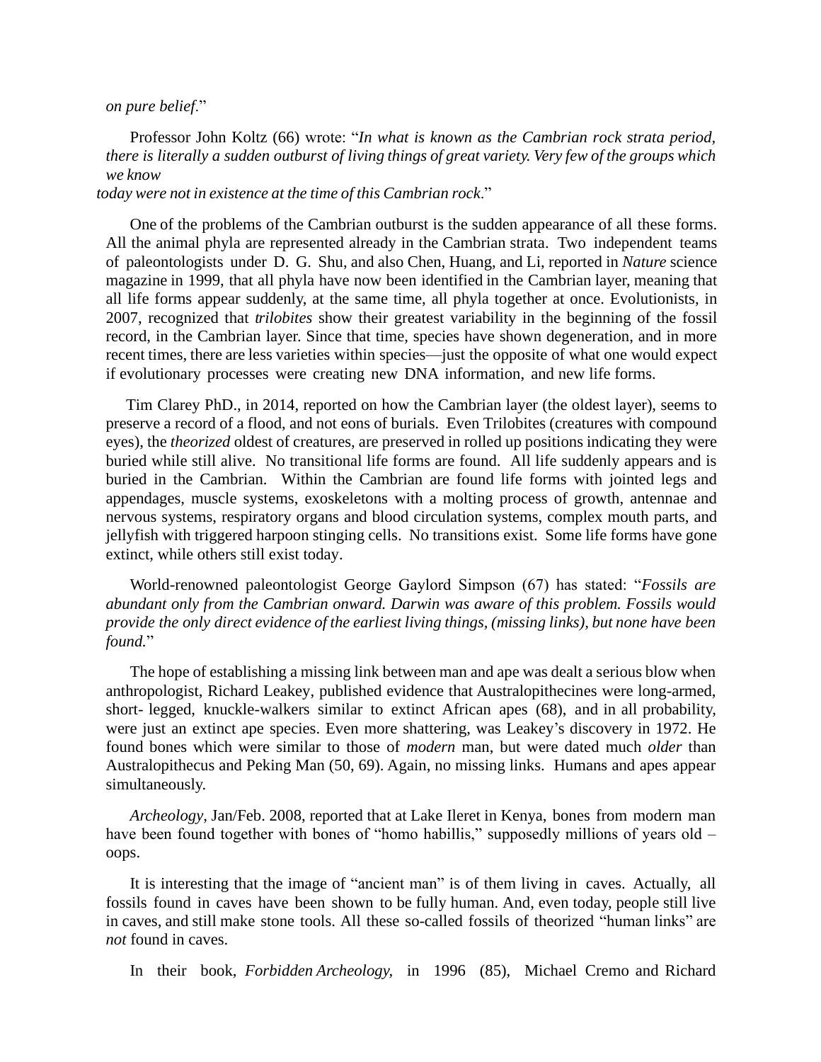*on pure belief*."

Professor John Koltz (66) wrote: "*In what is known as the Cambrian rock strata period, there is literally a sudden outburst of living things of great variety. Very few of the groups which we know today were not in existence at the time of this Cambrian rock*."

One of the problems of the Cambrian outburst is the sudden appearance of all these forms. All the animal phyla are represented already in the Cambrian strata. Two independent teams of paleontologists under D. G. Shu, and also Chen, Huang, and Li, reported in *Nature* science magazine in 1999, that all phyla have now been identified in the Cambrian layer, meaning that all life forms appear suddenly, at the same time, all phyla together at once. Evolutionists, in 2007, recognized that *trilobites* show their greatest variability in the beginning of the fossil record, in the Cambrian layer. Since that time, species have shown degeneration, and in more recent times, there are less varieties within species—just the opposite of what one would expect if evolutionary processes were creating new DNA information, and new life forms.

Tim Clarey PhD., in 2014, reported on how the Cambrian layer (the oldest layer), seems to preserve a record of a flood, and not eons of burials. Even Trilobites (creatures with compound eyes), the *theorized* oldest of creatures, are preserved in rolled up positions indicating they were buried while still alive. No transitional life forms are found. All life suddenly appears and is buried in the Cambrian. Within the Cambrian are found life forms with jointed legs and appendages, muscle systems, exoskeletons with a molting process of growth, antennae and nervous systems, respiratory organs and blood circulation systems, complex mouth parts, and jellyfish with triggered harpoon stinging cells. No transitions exist. Some life forms have gone extinct, while others still exist today.

World-renowned paleontologist George Gaylord Simpson (67) has stated: "*Fossils are abundant only from the Cambrian onward. Darwin was aware of this problem. Fossils would provide the only direct evidence of the earliest living things, (missing links), but none have been found.*"

The hope of establishing a missing link between man and ape was dealt a serious blow when anthropologist, Richard Leakey, published evidence that Australopithecines were long-armed, short- legged, knuckle-walkers similar to extinct African apes (68), and in all probability, were just an extinct ape species. Even more shattering, was Leakey's discovery in 1972. He found bones which were similar to those of *modern* man, but were dated much *older* than Australopithecus and Peking Man (50, 69). Again, no missing links. Humans and apes appear simultaneously.

*Archeology,* Jan/Feb. 2008, reported that at Lake Ileret in Kenya, bones from modern man have been found together with bones of "homo habillis," supposedly millions of years old – oops.

It is interesting that the image of "ancient man" is of them living in caves. Actually, all fossils found in caves have been shown to be fully human. And, even today, people still live in caves, and still make stone tools. All these so-called fossils of theorized "human links" are *not* found in caves.

In their book, *Forbidden Archeology,* in 1996 (85), Michael Cremo and Richard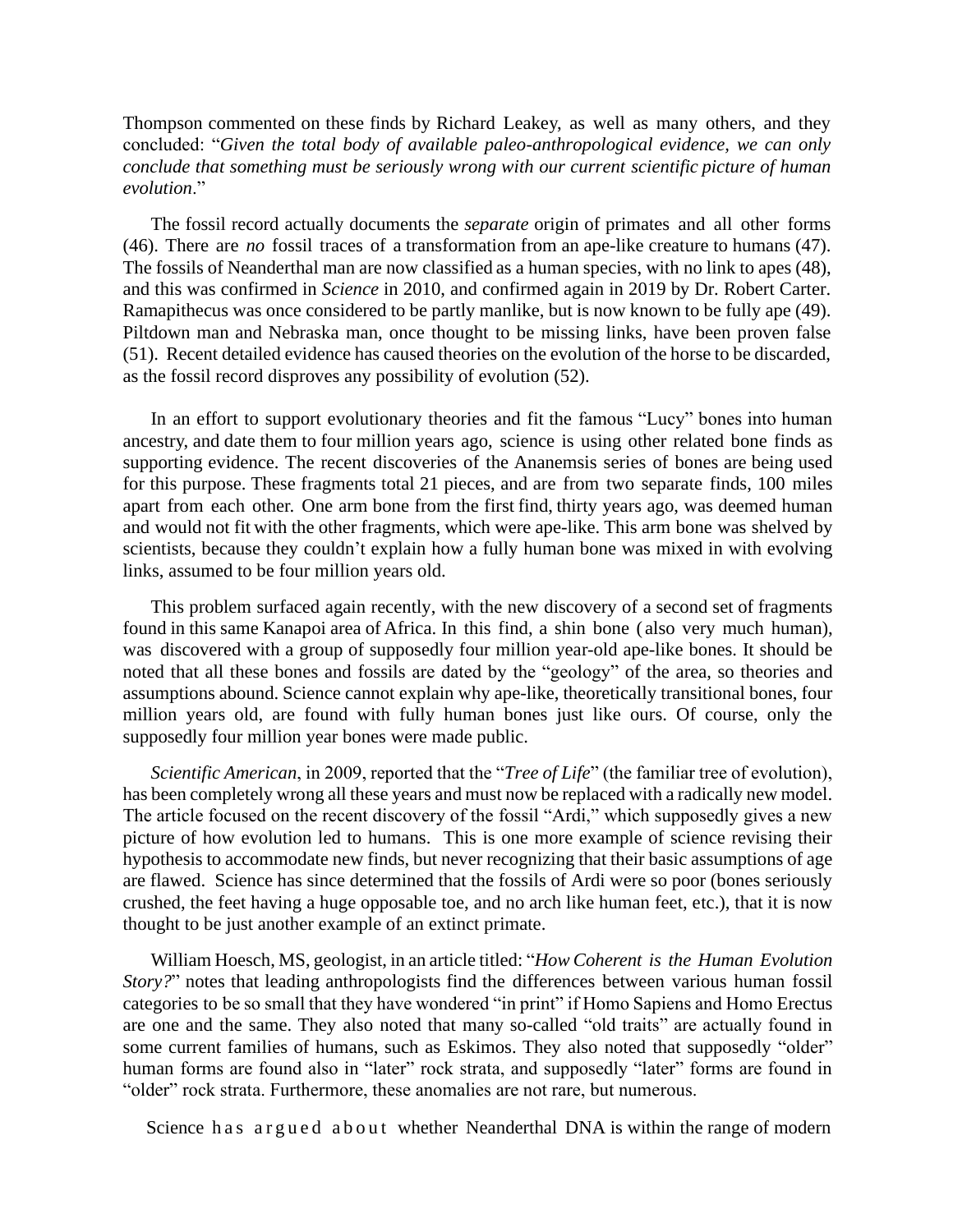Thompson commented on these finds by Richard Leakey, as well as many others, and they concluded: "*Given the total body of available paleo-anthropological evidence, we can only conclude that something must be seriously wrong with our current scientific picture of human evolution*."

The fossil record actually documents the *separate* origin of primates and all other forms (46). There are *no* fossil traces of a transformation from an ape-like creature to humans (47). The fossils of Neanderthal man are now classified as a human species, with no link to apes (48), and this was confirmed in *Science* in 2010, and confirmed again in 2019 by Dr. Robert Carter. Ramapithecus was once considered to be partly manlike, but is now known to be fully ape (49). Piltdown man and Nebraska man, once thought to be missing links, have been proven false (51). Recent detailed evidence has caused theories on the evolution of the horse to be discarded, as the fossil record disproves any possibility of evolution (52).

In an effort to support evolutionary theories and fit the famous "Lucy" bones into human ancestry, and date them to four million years ago, science is using other related bone finds as supporting evidence. The recent discoveries of the Ananemsis series of bones are being used for this purpose. These fragments total 21 pieces, and are from two separate finds, 100 miles apart from each other. One arm bone from the first find, thirty years ago, was deemed human and would not fit with the other fragments, which were ape-like. This arm bone was shelved by scientists, because they couldn't explain how a fully human bone was mixed in with evolving links, assumed to be four million years old.

This problem surfaced again recently, with the new discovery of a second set of fragments found in this same Kanapoi area of Africa. In this find, a shin bone (also very much human), was discovered with a group of supposedly four million year-old ape-like bones. It should be noted that all these bones and fossils are dated by the "geology" of the area, so theories and assumptions abound. Science cannot explain why ape-like, theoretically transitional bones, four million years old, are found with fully human bones just like ours. Of course, only the supposedly four million year bones were made public.

*Scientific American*, in 2009, reported that the "*Tree of Life*" (the familiar tree of evolution), has been completely wrong all these years and must now be replaced with a radically new model. The article focused on the recent discovery of the fossil "Ardi," which supposedly gives a new picture of how evolution led to humans. This is one more example of science revising their hypothesis to accommodate new finds, but never recognizing that their basic assumptions of age are flawed. Science has since determined that the fossils of Ardi were so poor (bones seriously crushed, the feet having a huge opposable toe, and no arch like human feet, etc.), that it is now thought to be just another example of an extinct primate.

William Hoesch, MS, geologist, in an article titled: "*How Coherent is the Human Evolution Story?*" notes that leading anthropologists find the differences between various human fossil categories to be so small that they have wondered "in print" if Homo Sapiens and Homo Erectus are one and the same. They also noted that many so-called "old traits" are actually found in some current families of humans, such as Eskimos. They also noted that supposedly "older" human forms are found also in "later" rock strata, and supposedly "later" forms are found in "older" rock strata. Furthermore, these anomalies are not rare, but numerous.

Science has argued about whether Neanderthal DNA is within the range of modern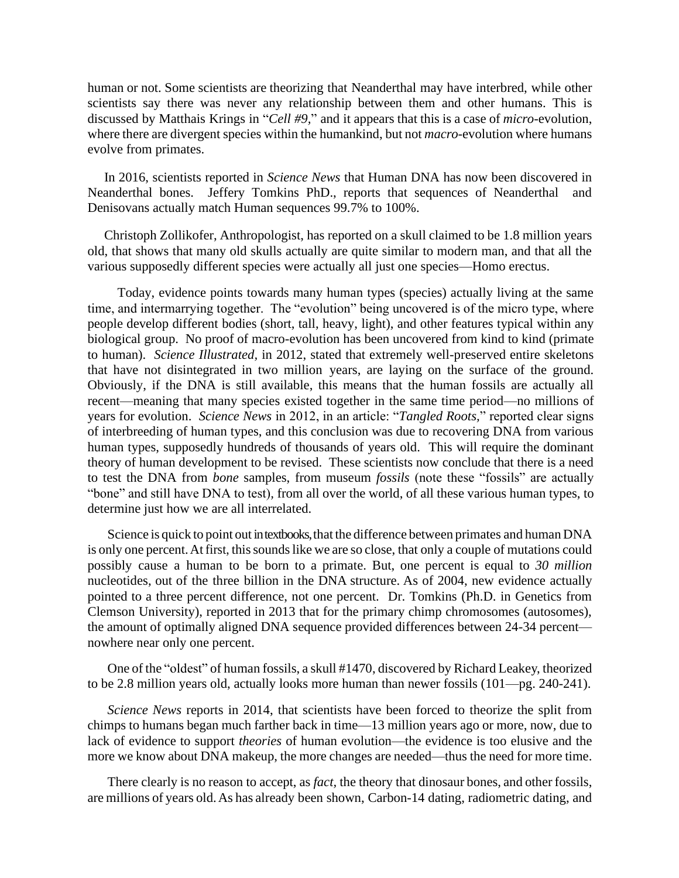human or not. Some scientists are theorizing that Neanderthal may have interbred, while other scientists say there was never any relationship between them and other humans. This is discussed by Matthais Krings in "*Cell #9*," and it appears that this is a case of *micro*-evolution, where there are divergent species within the humankind, but not *macro*-evolution where humans evolve from primates.

In 2016, scientists reported in *Science News* that Human DNA has now been discovered in Neanderthal bones. Jeffery Tomkins PhD., reports that sequences of Neanderthal and Denisovans actually match Human sequences 99.7% to 100%.

Christoph Zollikofer, Anthropologist, has reported on a skull claimed to be 1.8 million years old, that shows that many old skulls actually are quite similar to modern man, and that all the various supposedly different species were actually all just one species—Homo erectus.

Today, evidence points towards many human types (species) actually living at the same time, and intermarrying together. The "evolution" being uncovered is of the micro type, where people develop different bodies (short, tall, heavy, light), and other features typical within any biological group. No proof of macro-evolution has been uncovered from kind to kind (primate to human). *Science Illustrated*, in 2012, stated that extremely well-preserved entire skeletons that have not disintegrated in two million years, are laying on the surface of the ground. Obviously, if the DNA is still available, this means that the human fossils are actually all recent—meaning that many species existed together in the same time period—no millions of years for evolution. *Science News* in 2012, in an article: "*Tangled Roots*," reported clear signs of interbreeding of human types, and this conclusion was due to recovering DNA from various human types, supposedly hundreds of thousands of years old. This will require the dominant theory of human development to be revised. These scientists now conclude that there is a need to test the DNA from *bone* samples, from museum *fossils* (note these "fossils" are actually "bone" and still have DNA to test), from all over the world, of all these various human types, to determine just how we are all interrelated.

Science is quick to point out in textbooks, that the difference between primates and human DNA is only one percent. At first, this sounds like we are so close, that only a couple of mutations could possibly cause a human to be born to a primate. But, one percent is equal to *30 million* nucleotides, out of the three billion in the DNA structure. As of 2004, new evidence actually pointed to a three percent difference, not one percent. Dr. Tomkins (Ph.D. in Genetics from Clemson University), reported in 2013 that for the primary chimp chromosomes (autosomes), the amount of optimally aligned DNA sequence provided differences between 24-34 percent—nowhere near only one percent.

One of the "oldest" of human fossils, a skull #1470, discovered by Richard Leakey, theorized to be 2.8 million years old, actually looks more human than newer fossils (101—pg. 240-241).

*Science News* reports in 2014, that scientists have been forced to theorize the split from chimps to humans began much farther back in time—13 million years ago or more, now, due to lack of evidence to support *theories* of human evolution—the evidence is too elusive and the more we know about DNA makeup, the more changes are needed—thus the need for more time.

There clearly is no reason to accept, as *fact*, the theory that dinosaur bones, and other fossils, are millions of years old. As has already been shown, Carbon-14 dating, radiometric dating, and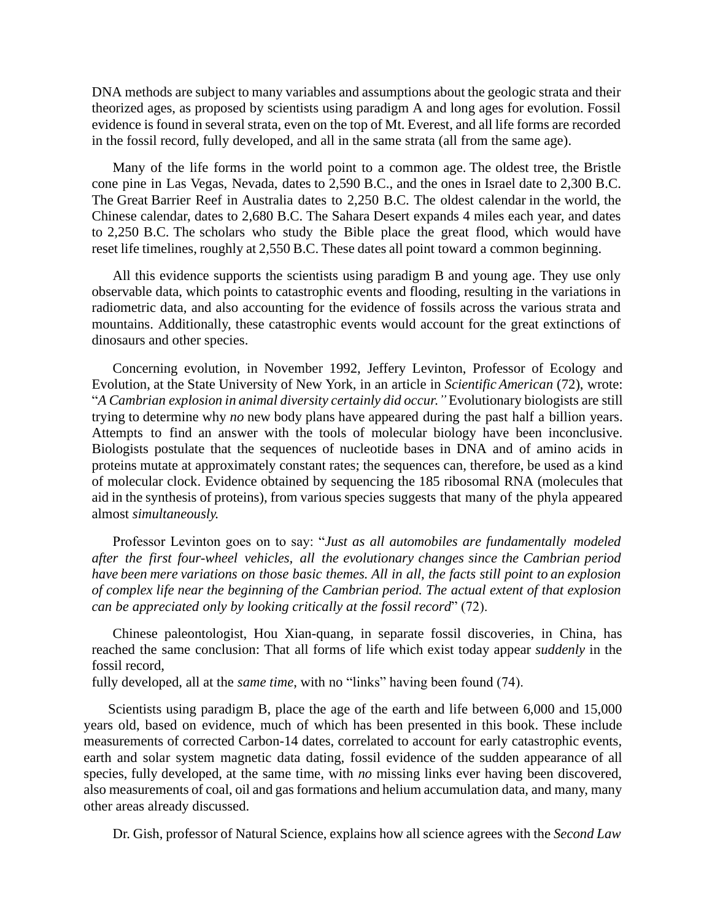DNA methods are subject to many variables and assumptions about the geologic strata and their theorized ages, as proposed by scientists using paradigm A and long ages for evolution. Fossil evidence is found in several strata, even on the top of Mt. Everest, and all life forms are recorded in the fossil record, fully developed, and all in the same strata (all from the same age).

Many of the life forms in the world point to a common age. The oldest tree, the Bristle cone pine in Las Vegas, Nevada, dates to 2,590 B.C., and the ones in Israel date to 2,300 B.C. The Great Barrier Reef in Australia dates to 2,250 B.C. The oldest calendar in the world, the Chinese calendar, dates to 2,680 B.C. The Sahara Desert expands 4 miles each year, and dates to 2,250 B.C. The scholars who study the Bible place the great flood, which would have reset life timelines, roughly at 2,550 B.C. These dates all point toward a common beginning.

All this evidence supports the scientists using paradigm B and young age. They use only observable data, which points to catastrophic events and flooding, resulting in the variations in radiometric data, and also accounting for the evidence of fossils across the various strata and mountains. Additionally, these catastrophic events would account for the great extinctions of dinosaurs and other species.

Concerning evolution, in November 1992, Jeffery Levinton, Professor of Ecology and Evolution, at the State University of New York, in an article in *Scientific American* (72), wrote: "*A Cambrian explosion in animal diversity certainly did occur."* Evolutionary biologists are still trying to determine why *no* new body plans have appeared during the past half a billion years. Attempts to find an answer with the tools of molecular biology have been inconclusive. Biologists postulate that the sequences of nucleotide bases in DNA and of amino acids in proteins mutate at approximately constant rates; the sequences can, therefore, be used as a kind of molecular clock. Evidence obtained by sequencing the 185 ribosomal RNA (molecules that aid in the synthesis of proteins), from various species suggests that many of the phyla appeared almost *simultaneously.*

Professor Levinton goes on to say: "*Just as all automobiles are fundamentally modeled after the first four-wheel vehicles, all the evolutionary changes since the Cambrian period have been mere variations on those basic themes. All in all, the facts still point to an explosion of complex life near the beginning of the Cambrian period. The actual extent of that explosion can be appreciated only by looking critically at the fossil record*" (72).

Chinese paleontologist, Hou Xian-quang, in separate fossil discoveries, in China, has reached the same conclusion: That all forms of life which exist today appear *suddenly* in the fossil record,
fully developed, all at the *same time*, with no "links" having been found (74).

Scientists using paradigm B, place the age of the earth and life between 6,000 and 15,000 years old, based on evidence, much of which has been presented in this book. These include measurements of corrected Carbon-14 dates, correlated to account for early catastrophic events, earth and solar system magnetic data dating, fossil evidence of the sudden appearance of all species, fully developed, at the same time, with *no* missing links ever having been discovered, also measurements of coal, oil and gas formations and helium accumulation data, and many, many other areas already discussed.

Dr. Gish, professor of Natural Science, explains how all science agrees with the *Second Law*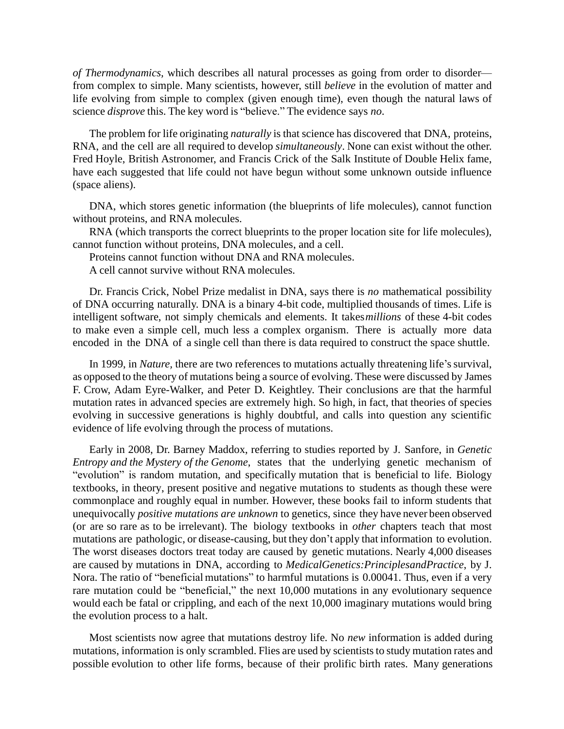*of Thermodynamics,* which describes all natural processes as going from order to disorder—from complex to simple. Many scientists, however, still *believe* in the evolution of matter and life evolving from simple to complex (given enough time), even though the natural laws of science *disprove* this. The key word is "believe." The evidence says *no*.

The problem for life originating *naturally* is that science has discovered that DNA, proteins, RNA, and the cell are all required to develop *simultaneously*. None can exist without the other. Fred Hoyle, British Astronomer, and Francis Crick of the Salk Institute of Double Helix fame, have each suggested that life could not have begun without some unknown outside influence (space aliens).

DNA, which stores genetic information (the blueprints of life molecules), cannot function without proteins, and RNA molecules.

RNA (which transports the correct blueprints to the proper location site for life molecules), cannot function without proteins, DNA molecules, and a cell.

Proteins cannot function without DNA and RNA molecules.

A cell cannot survive without RNA molecules.

Dr. Francis Crick, Nobel Prize medalist in DNA, says there is *no* mathematical possibility of DNA occurring naturally. DNA is a binary 4-bit code, multiplied thousands of times. Life is intelligent software, not simply chemicals and elements. It takes *millions* of these 4-bit codes to make even a simple cell, much less a complex organism. There is actually more data encoded in the DNA of a single cell than there is data required to construct the space shuttle.

In 1999, in *Nature*, there are two references to mutations actually threatening life's survival, as opposed to the theory of mutations being a source of evolving. These were discussed by James F. Crow, Adam Eyre-Walker, and Peter D. Keightley. Their conclusions are that the harmful mutation rates in advanced species are extremely high. So high, in fact, that theories of species evolving in successive generations is highly doubtful, and calls into question any scientific evidence of life evolving through the process of mutations.

Early in 2008, Dr. Barney Maddox, referring to studies reported by J. Sanfore, in *Genetic Entropy and the Mystery of the Genome*, states that the underlying genetic mechanism of "evolution" is random mutation, and specifically mutation that is beneficial to life. Biology textbooks, in theory, present positive and negative mutations to students as though these were commonplace and roughly equal in number. However, these books fail to inform students that unequivocally *positive mutations are unknown* to genetics, since they have never been observed (or are so rare as to be irrelevant). The biology textbooks in *other* chapters teach that most mutations are pathologic, or disease-causing, but they don't apply that information to evolution. The worst diseases doctors treat today are caused by genetic mutations. Nearly 4,000 diseases are caused by mutations in DNA, according to *MedicalGenetics:PrinciplesandPractice*, by J. Nora. The ratio of "beneficial mutations" to harmful mutations is 0.00041. Thus, even if a very rare mutation could be "beneficial," the next 10,000 mutations in any evolutionary sequence would each be fatal or crippling, and each of the next 10,000 imaginary mutations would bring the evolution process to a halt.

Most scientists now agree that mutations destroy life. No *new* information is added during mutations, information is only scrambled. Flies are used by scientists to study mutation rates and possible evolution to other life forms, because of their prolific birth rates. Many generations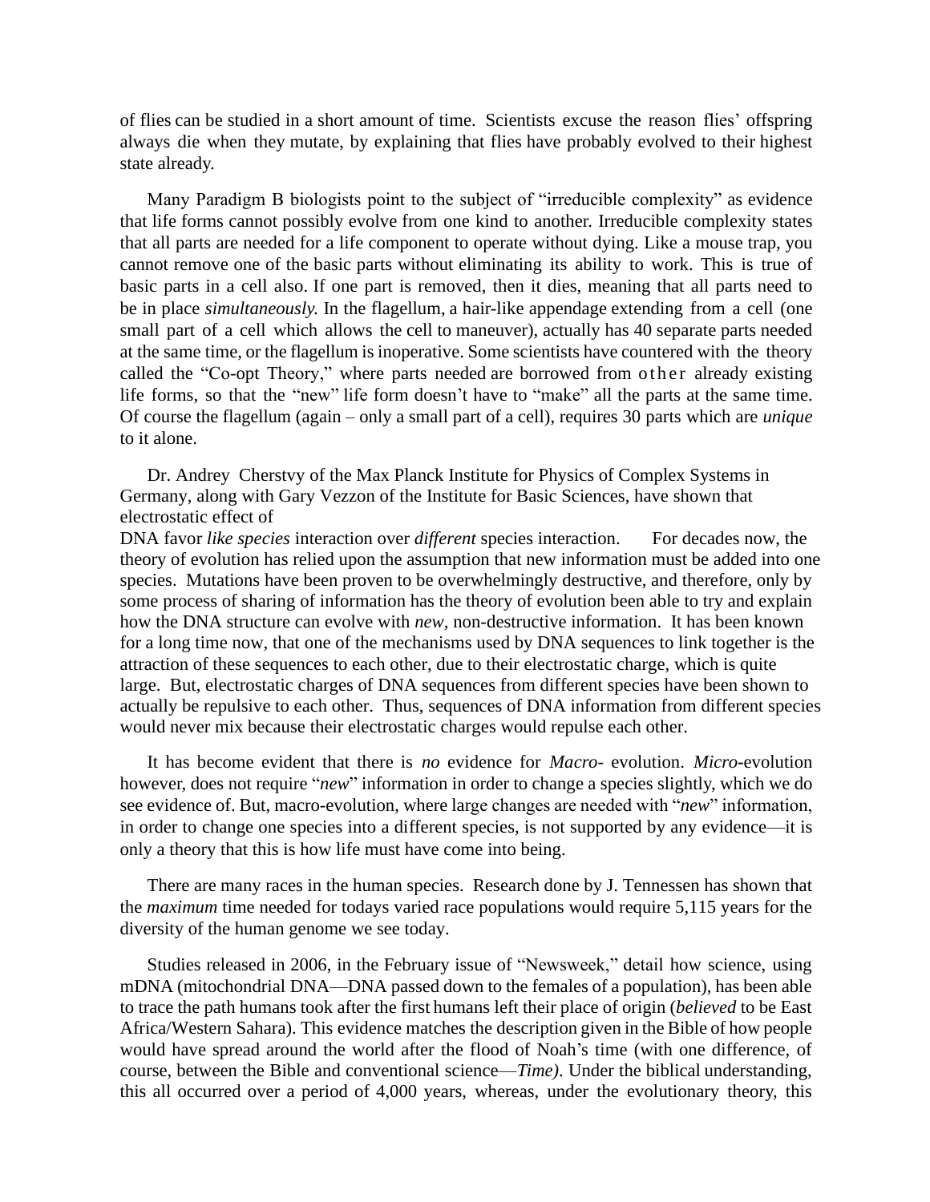of flies can be studied in a short amount of time. Scientists excuse the reason flies' offspring always die when they mutate, by explaining that flies have probably evolved to their highest state already.

Many Paradigm B biologists point to the subject of "irreducible complexity" as evidence that life forms cannot possibly evolve from one kind to another. Irreducible complexity states that all parts are needed for a life component to operate without dying. Like a mouse trap, you cannot remove one of the basic parts without eliminating its ability to work. This is true of basic parts in a cell also. If one part is removed, then it dies, meaning that all parts need to be in place *simultaneously.* In the flagellum, a hair-like appendage extending from a cell (one small part of a cell which allows the cell to maneuver), actually has 40 separate parts needed at the same time, or the flagellum is inoperative. Some scientists have countered with the theory called the "Co-opt Theory," where parts needed are borrowed from other already existing life forms, so that the "new" life form doesn't have to "make" all the parts at the same time. Of course the flagellum (again – only a small part of a cell), requires 30 parts which are *unique* to it alone.

Dr. Andrey Cherstvy of the Max Planck Institute for Physics of Complex Systems in Germany, along with Gary Vezzon of the Institute for Basic Sciences, have shown that electrostatic effect of
DNA favor *like species* interaction over *different* species interaction. For decades now, the theory of evolution has relied upon the assumption that new information must be added into one species. Mutations have been proven to be overwhelmingly destructive, and therefore, only by some process of sharing of information has the theory of evolution been able to try and explain how the DNA structure can evolve with *new*, non-destructive information. It has been known for a long time now, that one of the mechanisms used by DNA sequences to link together is the attraction of these sequences to each other, due to their electrostatic charge, which is quite large. But, electrostatic charges of DNA sequences from different species have been shown to actually be repulsive to each other. Thus, sequences of DNA information from different species would never mix because their electrostatic charges would repulse each other.

It has become evident that there is *no* evidence for *Macro-* evolution. *Micro*-evolution however, does not require "*new*" information in order to change a species slightly, which we do see evidence of. But, macro-evolution, where large changes are needed with "*new*" information, in order to change one species into a different species, is not supported by any evidence—it is only a theory that this is how life must have come into being.

There are many races in the human species. Research done by J. Tennessen has shown that the *maximum* time needed for todays varied race populations would require 5,115 years for the diversity of the human genome we see today.

Studies released in 2006, in the February issue of "Newsweek," detail how science, using mDNA (mitochondrial DNA—DNA passed down to the females of a population), has been able to trace the path humans took after the first humans left their place of origin (*believed* to be East Africa/Western Sahara). This evidence matches the description given in the Bible of how people would have spread around the world after the flood of Noah's time (with one difference, of course, between the Bible and conventional science—*Time)*. Under the biblical understanding, this all occurred over a period of 4,000 years, whereas, under the evolutionary theory, this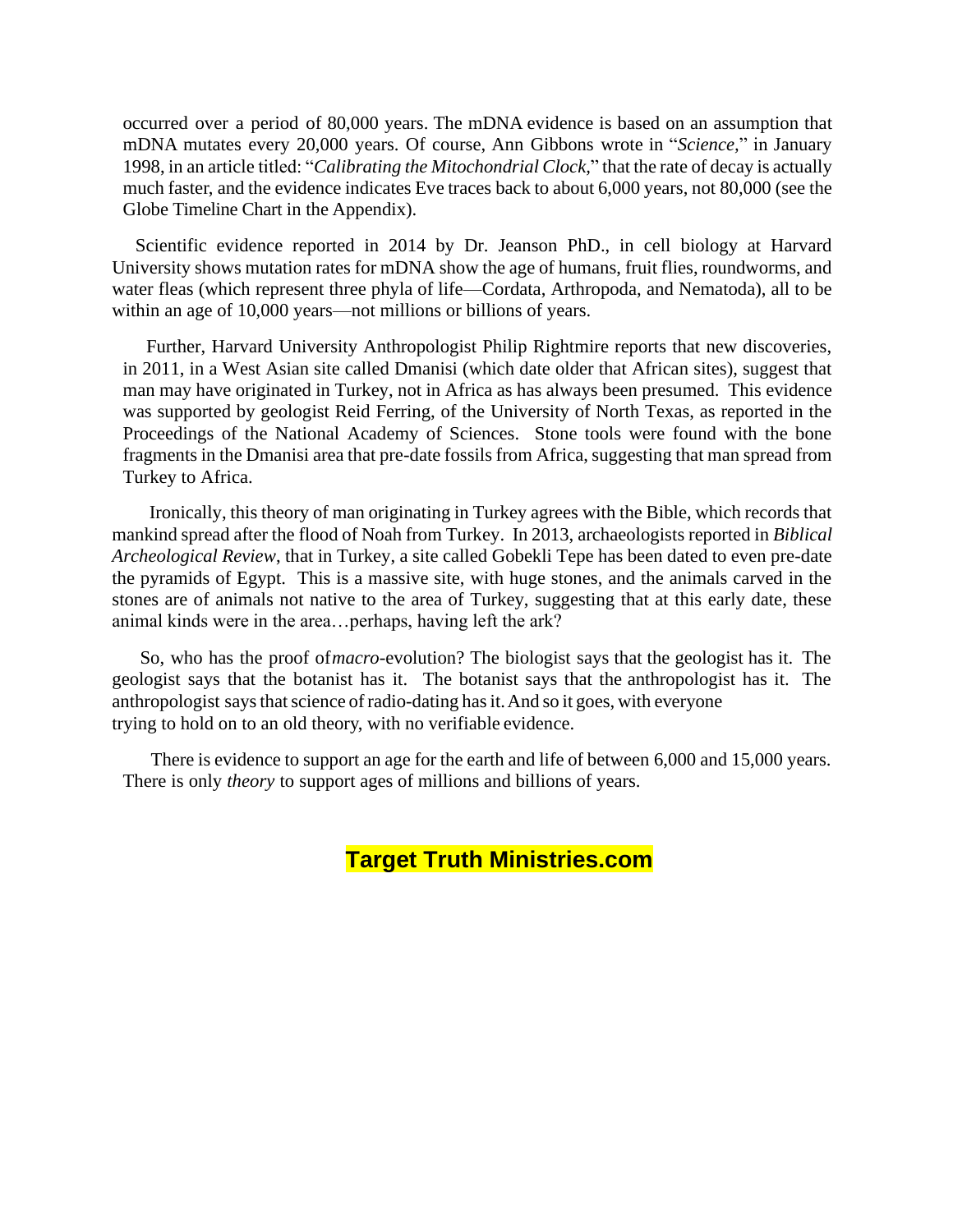occurred over a period of 80,000 years. The mDNA evidence is based on an assumption that mDNA mutates every 20,000 years. Of course, Ann Gibbons wrote in "*Science*," in January 1998, in an article titled: "*Calibrating the Mitochondrial Clock*," that the rate of decay is actually much faster, and the evidence indicates Eve traces back to about 6,000 years, not 80,000 (see the Globe Timeline Chart in the Appendix).

Scientific evidence reported in 2014 by Dr. Jeanson PhD., in cell biology at Harvard University shows mutation rates for mDNA show the age of humans, fruit flies, roundworms, and water fleas (which represent three phyla of life—Cordata, Arthropoda, and Nematoda), all to be within an age of 10,000 years—not millions or billions of years.

Further, Harvard University Anthropologist Philip Rightmire reports that new discoveries, in 2011, in a West Asian site called Dmanisi (which date older that African sites), suggest that man may have originated in Turkey, not in Africa as has always been presumed. This evidence was supported by geologist Reid Ferring, of the University of North Texas, as reported in the Proceedings of the National Academy of Sciences. Stone tools were found with the bone fragments in the Dmanisi area that pre-date fossils from Africa, suggesting that man spread from Turkey to Africa.

Ironically, this theory of man originating in Turkey agrees with the Bible, which records that mankind spread after the flood of Noah from Turkey. In 2013, archaeologists reported in *Biblical Archeological Review*, that in Turkey, a site called Gobekli Tepe has been dated to even pre-date the pyramids of Egypt. This is a massive site, with huge stones, and the animals carved in the stones are of animals not native to the area of Turkey, suggesting that at this early date, these animal kinds were in the area…perhaps, having left the ark?

So, who has the proof of *macro*-evolution? The biologist says that the geologist has it. The geologist says that the botanist has it. The botanist says that the anthropologist has it. The anthropologist says that science of radio-dating has it. And so it goes, with everyone trying to hold on to an old theory, with no verifiable evidence.

There is evidence to support an age for the earth and life of between 6,000 and 15,000 years. There is only *theory* to support ages of millions and billions of years.

**Target Truth Ministries.com**